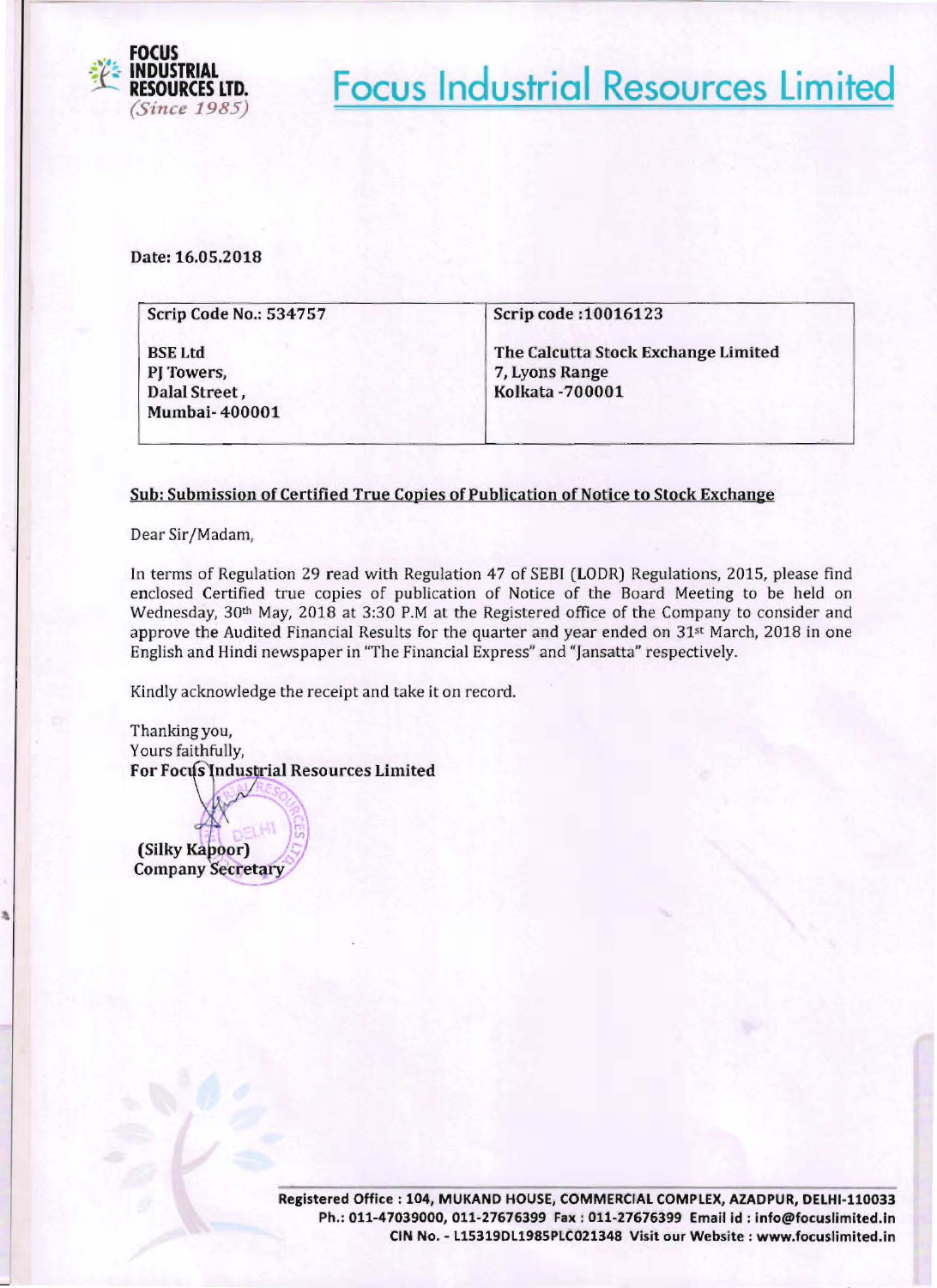# Focus Industrial Resources Limited

FOCUS INDUSTRIAL RESOURCES LTD.
*(Since 1985)*

Date: 16.05.2018

| Scrip Code No.: 534757 | Scrip code :10016123 |
| --- | --- |
| BSE Ltd<br>PJ Towers,<br>Dalal Street ,<br>Mumbai- 400001 | The Calcutta Stock Exchange Limited<br>7, Lyons Range<br>Kolkata -700001 |

**Sub: Submission of Certified True Copies of Publication of Notice to Stock Exchange**

Dear Sir/Madam,

In terms of Regulation 29 read with Regulation 47 of SEBI (LODR) Regulations, 2015, please find enclosed Certified true copies of publication of Notice of the Board Meeting to be held on Wednesday, 30th May, 2018 at 3:30 P.M at the Registered office of the Company to consider and approve the Audited Financial Results for the quarter and year ended on 31st March, 2018 in one English and Hindi newspaper in "The Financial Express" and "Jansatta" respectively.

Kindly acknowledge the receipt and take it on record.

Thanking you,
Yours faithfully,
**For Focus Industrial Resources Limited**

**(Silky Kapoor)**
**Company Secretary**

**Registered Office : 104, MUKAND HOUSE, COMMERCIAL COMPLEX, AZADPUR, DELHI-110033**
**Ph.: 011-47039000, 011-27676399 Fax : 011-27676399 Email id : info@focuslimited.in**
**CIN No. - L15319DL1985PLC021348 Visit our Website : www.focuslimited.in**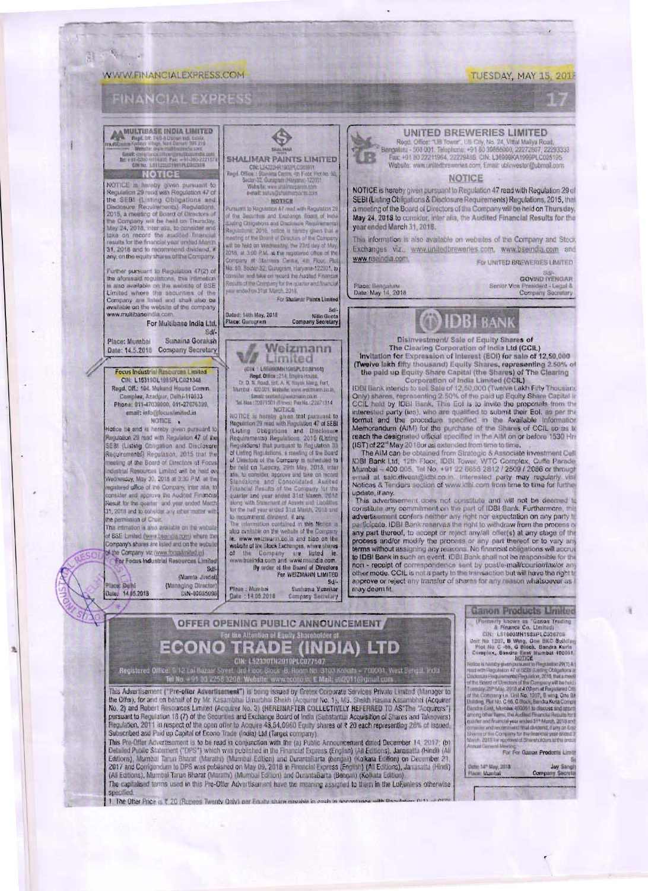## MULTIBASE INDIA LIMITED

Regd. Off: 74/5-6 Daman Ind. Estate, Kadaiya Village, Nani Daman 396 210
Website: www.multibaseindia.com
Email: compliance.officer@multibaseindia.com
Tel: +91-0260-6614400; Fax: +91-0260-2221578
CIN No. L01122DD1991PLC002959

### NOTICE

NOTICE is hereby given pursuant to Regulation 29 read with Regulation 47 of the SEBI (Listing Obligations and Disclosure Requirements) Regulations, 2015, a meeting of Board of Directors of the Company will be held on Thursday, May 24, 2018, inter alia, to consider and take on record the audited financial results for the financial year ended March 31, 2018 and to recommend dividend, if any, on the equity shares of the Company.

Further pursuant to Regulation 47(2) of the aforesaid regulations, this intimation is also available on the website of BSE Limited where the securities of the Company are listed and shall also be available on the website of the company www.multibaseindia.com.

For Multibase India Ltd.
Sd/-
Sunaina Goraksh
Company Secretary

Place: Mumbai
Date: 14.5.2018

---

## Focus Industrial Resources Limited

CIN: L15319DL1985PLC021348
Regd. Off.: 104, Mukand House Comm. Complex, Azadpur, Delhi-110033
Phone: 011-47039000, 011-27676399,
email: info@focuslimited.in

### NOTICE

Notice be and is hereby given pursuant to Regulation 29 read with Regulation 47 of the SEBI (Listing Obligation and Disclosure Requirements) Regulation, 2015 that the meeting of the Board of Directors of Focus Industrial Resources Limited will be held on Wednesday, May 30, 2018 at 3:30 P.M. at the registered office of the Company, inter alia, to consider and approve the Audited Financial Result for the quarter and year ended March 31, 2018 and to consider any other matter with the permission of Chair.

This intimation is also available on the website of BSE Limited (www.bseindia.com) where the Company's shares are listed and on the website of the Company viz (www.focuslimited.in)

For Focus Industrial Resources Limited
Sd/-
(Mamta Jindal)
(Managing Director)
DIN-00085096

Place: Delhi
Date: 14.05.2018

---

## SHALIMAR PAINTS LIMITED

CIN: L24222HR1902PLC065611
Regd. Office: Stainless Centre, 4th Floor, Plot No. 50, Sector-32, Gurugram (Haryana)-122001
Website: www.shalimarpaints.com
e-mail: sales@shalimarpaints.com

### NOTICE

Pursuant to Regulation 47 read with Regulation 29 of the Securities and Exchange Board of India (Listing Obligations and Disclosure Requirements) Regulations, 2015, notice is hereby given that a meeting of the Board of Directors of the Company will be held on Wednesday, the 23rd day of May, 2018, at 3:00 P.M. at the registered office of the Company at Stainless Centre, 4th Floor, Plot No. 50, Sector-32, Gurugram, Haryana-122001, to consider and take on record the Audited Financial Results of the Company for the quarter and financial year ended on 31st March, 2018.

For Shalimar Paints Limited
Sd/-
Nitin Gupta
Company Secretary

Dated: 14th May, 2018
Place: Gurugram

---

## Weizmann Limited

(CIN: L65990MH1985PLC038164)
Regd. Office: 214, Empire House, Dr. D. N. Road, Ent. A. K. Nayak Marg, Fort, Mumbai - 400 001. Website: www.weizmann.co.in,
Email: investorsgrievance@weizmann.co.in
Tel Nos: 22071501 (6 lines) Fax No.: 22071514

### NOTICE

NOTICE is hereby given that pursuant to Regulation 29 read with Regulation 47 of SEBI (Listing Obligations and Disclosure Requirements) Regulations, 2015 (Listing Regulations) that pursuant to Regulation 33 of Listing Regulations, a meeting of the Board of Directors of the Company is scheduled to be held on Tuesday, 29th May, 2018, inter alia, to consider, approve and take on record Standalone and Consolidated Audited Financial Results of the Company for the quarter and year ended 31st March, 2018 along with Statement of Assets and Liabilities for the half year ended 31st March, 2018 and to recommend dividend, if any.

The information contained in this Notice is also available on the website of the Company i.e. www.weizmann.co.in and also on the website of the Stock Exchanges, where shares of the Company are listed i.e. www.bseindia.com and www.nseindia.com.

By order of the Board of Directors
For WEIZMANN LIMITED
Sd/-
Sushama Vesvikar
Company Secretary

Place: Mumbai
Date: 14.05.2018

---

## UNITED BREWERIES LIMITED

Regd. Office: "UB Tower", UB City, No. 24, Vittal Mallya Road, Bengaluru - 560 001. Telephone: +91 80 39856000, 22272807, 22293333
Fax: +91 80 22211964, 22229488. CIN: L36999KA1999PLC025195
Website: www.unitedbreweries.com, Email: ublinvestor@ubmail.com

### NOTICE

NOTICE is hereby given pursuant to Regulation 47 read with Regulation 29 of SEBI (Listing Obligations & Disclosure Requirements) Regulations, 2015, that a meeting of the Board of Directors of the Company will be held on **Thursday, May 24, 2018** to consider, inter alia, the **Audited Financial Results for the year ended March 31, 2018**.

This information is also available on websites of the Company and Stock Exchanges viz., www.unitedbreweries.com, www.bseindia.com and www.nseindia.com.

For UNITED BREWERIES LIMITED
Sd/-
GOVIND IYENGAR
Senior Vice President - Legal & Company Secretary

Place: Bengaluru
Date: May 14, 2018

---

## IDBI BANK

**Disinvestment/ Sale of Equity Shares of The Clearing Corporation of India Ltd (CCIL)**
**Invitation for Expression of Interest (EOI) for sale of 12,50,000 (Twelve lakh fifty thousand) Equity Shares, representing 2.50% of the paid up Equity Share Capital (the Shares) of The Clearing Corporation of India Limited (CCIL)**

IDBI Bank intends to sell Sale of 12,50,000 (Twelve Lakh Fifty Thousand Only) shares, representing 2.50% of the paid up Equity Share Capital in CCIL held by IDBI Bank. This EoI is to invite the proposals from the interested party (ies), who are qualified to submit their EoI, as per the format and the procedure specified in the Available Information Memorandum (AIM) for the purchase of the Shares of CCIL so as to reach the designated official specified in the AIM on or before 1530 Hrs (IST) of 22nd May 2018 or as extended from time to time.

The AIM can be obtained from Strategic & Associate Investment Cell, IDBI Bank Ltd, 12th Floor, IDBI Tower, WTC Complex, Cuffe Parade, Mumbai – 400 005, Tel No. +91 22 6655 2812 / 2509 / 2066 or through email at saic.divest@idbi.co.in. Interested party may regularly visit Notices & Tenders section of www.idbi.com from time to time for further update, if any.

This advertisement does not constitute and will not be deemed to constitute any commitment on the part of IDBI Bank. Furthermore, this advertisement confers neither any right nor expectation on any party to participate. IDBI Bank reserves the right to withdraw from the process or any part thereof, to accept or reject any/all offer(s) at any stage of the process and/or modify the process or any part thereof or to vary any terms without assigning any reasons. No financial obligations will accrue to IDBI Bank in such an event. IDBI Bank shall not be responsible for the non - receipt of correspondence sent by post/e-mail/courier/fax/or any other mode. CCIL is not a party to the transaction but will have the right to approve or reject any transfer of shares for any reason whatsoever as it may deem fit.

---

## Ganon Products Limited

(Formerly known as "Ganon Trading & Finance Co. Limited)
CIN: L51900MH1985PLC036708
Unit No. 1207, B Wing, One BKC Building, Plot No. C -66, G Block, Bandra Kurla Complex, Bandra East Mumbai 400051

### NOTICE

Notice is hereby given pursuant to Regulation 29(1)(a) read with Regulation 47 of SEBI (Listing Obligations and Disclosure Requirements) Regulation, 2015, that a meeting of the Board of Directors of the Company will be held on Tuesday, 29th May, 2018 at 4:00 pm at Registered Office of the Company i.e. Unit No. 1207, B wing, One BKC Building, Plot No. C-66, G Block, Bandra Kurla Complex, Bandra East, Mumbai 400051 to discuss and approve among other items, the Audited Financial Results for the quarter and financial year ended 31st March, 2018 and to consider and recommend final dividend, if any on Equity Shares of the Company for the financial year ended 31st March, 2018 for approval of Shareholders at the ensuing Annual General Meeting.

For Ganon Products Limited
Sd/-
Jay Sanghvi
Company Secretary

Date: 14th May, 2018
Place: Mumbai

---

## OFFER OPENING PUBLIC ANNOUNCEMENT

For the Attention of Equity Shareholder of

# ECONO TRADE (INDIA) LTD

CIN: L52330TN2010PLC077507

Registered Office: 9/12 Lal Bazaar Street, 3rd Floor, Block -B, Room No. 3103 Kolkata – 700001, West Bengal, India
Tel No. +91 33 2258 3208; Website: www.econo.in; E Mail: eti2011@gmail.com

This Advertisement ("Pre-offer Advertisement") is being issued by Gretex Corporate Services Private Limited (Manager to the Offer), for and on behalf of by Mr. Kasambhai Umarbhai Shekh (Acquirer No. 1), Ms. Shekh Hasina Kasambhai (Acquirer No. 2) and Robert Resources Limited (Acquirer No. 3) (HEREINAFTER COLLECTIVELY REFERRED TO AS "The "Acquirers") pursuant to Regulation 18 (7) of the Securities and Exchange Board of India (Substantial Acquisition of Shares and Takeovers) Regulation, 2011 in respect of the open offer to Acquire 48,54,0960 Equity shares of ₹ 20 each representing 26% of issued, Subscribed and Paid up Capital of Econo Trade (India) Ltd (Target company).

This Pre-Offer Advertisement is to be read in conjunction with the (a) Public Announcement dated December 14, 2017; (b) Detailed Public Statement ("DPS") which was published in the Financial Express (English) (All Editions), Janasatta (Hindi) (All Editions), Mumbai Tarun Bharat (Marathi) (Mumbai Edition) and DurantaBarta (bengali) (Kolkata Edition) on December 21, 2017 and Corrigendum to DPS was published on May 09, 2018 in Financial Express (English) (All Editions), Janasatta (Hindi) (All Editions), Mumbai Tarun Bharat (Marathi) (Mumbai Edition) and DurantaBarta (Bengali) (Kolkata Edition).

The capitalised terms used in this Pre-Offer Advertisement have the meaning assigned to them in the LoF, unless otherwise specified.

1. The Offer Price is ₹ 20 (Rupees Twenty Only) per Equity share payable in cash in accordance with Regulation 9(1) ... of SEBI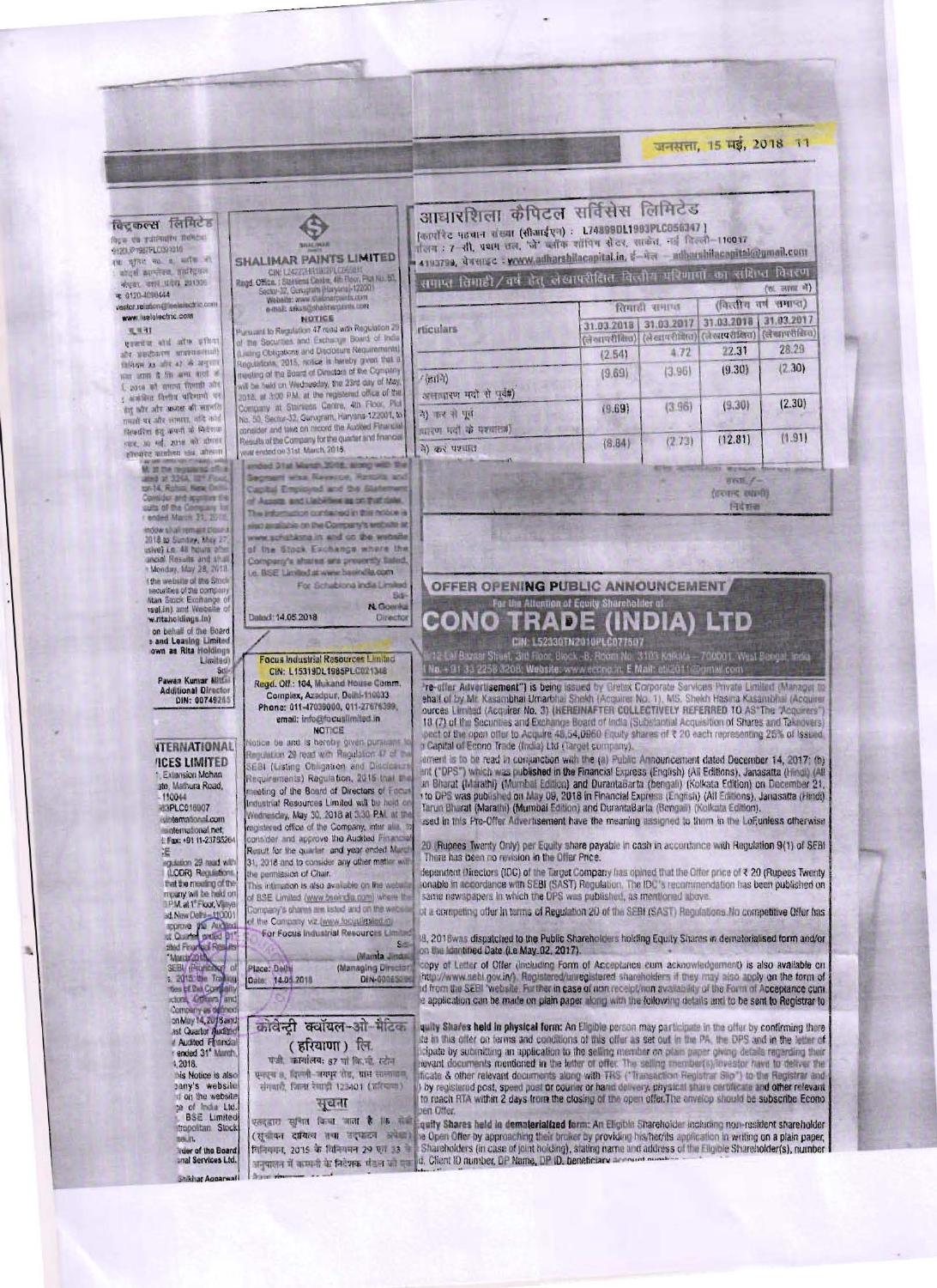जनसत्ता, 15 मई, 2018

# आधारशिला कैपिटल सर्विसेस लिमिटेड

(कार्पोरेट पहचान संख्या (सीआईएन) : L74899DL1993PLC056347)

पंजीकृत कार्यालय : 7-सी, प्रथम तल, 'जे' ब्लॉक शॉपिंग सेंटर, साकेत, नई दिल्ली-110017

4193799, वेबसाइट : www.adharshilacapital.in, ई-मेल - adharshilacapital@gmail.com

समाप्त तिमाही / वर्ष हेतु लेखापरीक्षित वित्तीय परिणामों का संक्षिप्त विवरण

(रु. लाख में)

| Particulars | तिमाही समाप्त | | (वित्तीय वर्ष समाप्त) | |
|---|---|---|---|---|
| | 31.03.2018 (लेखापरीक्षित) | 31.03.2017 (लेखापरीक्षित) | 31.03.2018 (लेखापरीक्षित) | 31.03.2017 (लेखापरीक्षित) |
| | (2.54) | 4.72 | 22.31 | 28.28 |
| (हानि) | (9.69) | (3.96) | (9.30) | (2.30) |
| असाधारण मदों से पूर्व) | | | | |
| ) कर से पूर्व (असाधारण मदों के पश्चात) | (9.69) | (3.96) | (9.30) | (2.30) |
| ) कर पश्चात | (8.84) | (2.73) | (12.81) | (1.91) |

हस्ता./-

(इरशाद स्वामी)

निदेशक

# SHALIMAR PAINTS LIMITED

CIN: L24222HR1902PLC065611

Regd. Office.: Stainless Centre, 4th Floor, Plot No. 50, Sector-32, Gurugram (Haryana)-122001

Website: www.shalimarpaints.com

e-mail: askus@shalimarpaints.com

**NOTICE**

Pursuant to Regulation 47 read with Regulation 29 of the Securities and Exchange Board of India (Listing Obligations and Disclosure Requirements) Regulations, 2015, notice is hereby given that a meeting of the Board of Directors of the Company will be held on Wednesday, the 23rd day of May, 2018, at 3:00 P.M. at the registered office of the Company at Stainless Centre, 4th Floor, Plot No. 50, Sector-32, Gurugram, Haryana-122001, to consider and take on record the Audited Financial Results of the Company for the quarter and financial year ended on 31st March, 2018.

...ended 31st March 2018, along with the Segment wise Revenue, Results and Capital Employed and the Statement of Assets and Liabilities as on that date.

The information contained in this notice is also available on the Company's website at www.schablona.in and on the website of the Stock Exchange where the Company's shares are presently listed, i.e. BSE Limited at www.bseindia.com

For Schablona India Limited

Sd/-

N. Goenka

Director

Dated: 14.05.2018

# Focus Industrial Resources Limited

CIN: L15319DL1985PLC021348

Regd. Off.: 104, Mukand House Comm. Complex, Azadpur, Delhi-110033

Phone: 011-47039000, 011-27676399, email: info@focuslimited.in

**NOTICE**

Notice be and is hereby given pursuant to Regulation 29 read with Regulation 47 of the SEBI (Listing Obligation and Disclosure Requirements) Regulation, 2015 that the meeting of the Board of Directors of Focus Industrial Resources Limited will be held on Wednesday, May 30, 2018 at 3:30 P.M. at the registered office of the Company, inter alia, to consider and approve the Audited Financial Result for the quarter and year ended March 31, 2018 and to consider any other matter with the permission of Chair.

This intimation is also available on the website of BSE Limited (www.bseindia.com) where the Company's shares are listed and on the website of the Company viz (www.focuslimited.in)

For Focus Industrial Resources Limited

Sd/-

(Mamta Jindal)

(Managing Director)

DIN-00085...

Place: Delhi

Date: 14.05.2018

# कोवेन्ट्री क्वॉयल-ओ-मैटिक (हरियाणा) लि.

पंजी. कार्यालय: 87 वाँ कि.मी. स्टोन एनएच 8, दिल्ली-जयपुर रोड, ग्राम सलामपुर, संगवाड़ी, जिला रेवाड़ी 123401 (हरियाणा)

**सूचना**

एतद्द्वारा सूचित किया जाता है कि सेबी (सूचीयन दायित्व तथा प्रकटन अपेक्षाएं) विनियमन, 2015 के विनियमन 29 एवं 33 के अनुपालन में कम्पनी के निदेशक मंडल की एक...

# OFFER OPENING PUBLIC ANNOUNCEMENT

For the Attention of Equity Shareholder of

# ECONO TRADE (INDIA) LTD

CIN: L52330TN2010PLC077507

12 Lal Bazar Street, 3rd Floor, Block -B, Room No. 3103 Kolkata - 700001, West Bengal, India

Tel No. +91 33 2258 3208; Website: www.econo.in; E Mail: eti2011@gmail.com

("Pre-offer Advertisement") is being issued by Gretex Corporate Services Private Limited (Manager to ...behalf of by Mr. Kasambhai Umarbhai Sheikh (Acquirer No. 1), MS. Shekh Hasina Kasambhai (Acquirer ...Sources Limited (Acquirer No. 3) (HEREINAFTER COLLECTIVELY REFERRED TO AS "The Acquirers") ...10 (7) of the Securities and Exchange Board of India (Substantial Acquisition of Shares and Takeovers) ...spect of the open offer to Acquire 46,54,0960 Equity shares of ₹ 20 each representing 26% of Issued, ...Capital of Econo Trade (India) Ltd (Target company).

...ement is to be read in conjunction with the (a) Public Announcement dated December 14, 2017; (b) ...ent ("DPS") which was published in the Financial Express (English) (All Editions), Janasatta (Hindi) (All ...Jan Bharat (Marathi) (Mumbai Edition) and DurantaBarta (Bengali) (Kolkata Edition) on December 21, ...to DPS was published on May 09, 2018 in Financial Express (English) (All Editions), Janasatta (Hindi) ...Tarun Bharat (Marathi) (Mumbai Edition) and DurantaBarta (Bengali) (Kolkata Edition).

...used in this Pre-Offer Advertisement have the meaning assigned to them in the LoF, unless otherwise

...20 (Rupees Twenty Only) per Equity share payable in cash in accordance with Regulation 9(1) of SEBI ...There has been no revision in the Offer Price.

...dependent Directors (IDC) of the Target Company has opined that the Offer price of ₹ 20 (Rupees Twenty ...sonable in accordance with SEBI (SAST) Regulation. The IDC's recommendation has been published on ...same newspapers in which the DPS was published, as mentioned above.

...ot a competing offer in terms of Regulation 20 of the SEBI (SAST) Regulations. No competitive Offer has

...8, 2018 was dispatched to the Public Shareholders holding Equity Shares in dematerialised form and/or ...on the Identified Date (i.e May 02, 2017).

...copy of Letter of Offer (including Form of Acceptance cum acknowledgement) is also available on ...(http://www.sebi.gov.in/). Registered/unregistered shareholders if they may also apply on the form of ...d from the SEBI website. Further in case of non receipt/non availability of the Form of Acceptance cum ...e application can be made on plain paper along with the following details and to be sent to Registrar to

...quity Shares held in physical form: An Eligible person may participate in the offer by confirming there ...ate in this offer on terms and conditions of this offer as set out in the PA, the DPS and in the letter of ...ticipate by submitting an application to the selling member on plain paper giving details regarding their ...relevant documents mentioned in the letter of offer. The selling member(s)/investor have to deliver the ...ificate & other relevant documents along with TRS ("Transaction Registrar Slip") to the Registrar and ...) by registered post, speed post or courier or hand delivery, physical share certificate and other relevant ...to reach RTA within 2 days from the closing of the open offer. The envelop should be subscribe Econo ...pen Offer.

...quity Shares held in dematerialized form: An Eligible Shareholder including non-resident shareholder ...he Open Offer by approaching their broker by providing his/her/its application in writing on a plain paper, ...Shareholders (in case of joint holding), stating name and address of the Eligible Shareholder(s), number ...d, Client ID number, DP Name, DP ID, beneficiary account number...

# सिद्कल्स लिमिटेड

...सीआईएन: ...PLC0...

...पंजी. कार्यालय ... नोएडा, उत्तर प्रदेश, 201305

फोन: 0120-4098444

investor.relation@leelelectric.com

www.leelelectric.com

**सूचना**

एतद्द्वारा सेबी (सूचीयन दायित्व और प्रकटन अपेक्षाएं) विनियम 2015 के विनियम 29 और 47 के अनुसार सूचना दी जाती है कि ... 2018 को समाप्त तिमाही और वित्तीय वर्ष हेतु लेखापरीक्षित वित्तीय परिणामों पर विचार और अनुमोदन ... बुधवार, 30 मई, 2018 ...

...M. at the registered office ...ated at 3264, 3rd Floor, ...tor-14, Rohini, New Delhi ...Consider and approve the ...sults of the Company for ...ended March 31, 2018.

...indow shall remain close ...2018 to Sunday, May 27, ...usive) i.e. 48 hours after ...ancial Results and shall ...Monday, May 28, 2018.

...the website of the Stock ...securities of the company ...itan Stock Exchange of ...msei.in) and Website of ...w.ritaholdings.in)

on behalf of the Board ...e and Leasing Limited ...own as Rita Holdings Limited)

Sd/-

Pawan Kumar Mittal

Additional Director

DIN: 00749265

# INTERNATIONAL ...ICES LIMITED

...1, Extension Mohan ...ate, Mathura Road, ...110044 ...83PLC016007 ...sinternational.com ...international.net; ...Fax: +91 11-23783264

...E

...gulation 29 read with ...(LODR) Regulations, ...that the meeting of the ...mpany will be held on ...P.M. at 1st Floor, Vijaya ...ad, New Delhi-110001 ...approve the Audited ...st Quarter ended 31st ...ited Financial Results ...March 2018.

...SEBI (Prohibition of ...2012, the Trading ...ties of the Company ...ctors, Officers and ...Company as defined ...on May 14, 2018 and ...ast Quarter Audited ...Audited Financial ...ended 31st March, 2018.

...his Notice is also ...pany's website ...d on the website ...ge of India Ltd. ...BSE Limited ...tropolitan Stock ...sei.in.

...order of the Board ...nal Services Ltd.

Shikhar Aggarwal